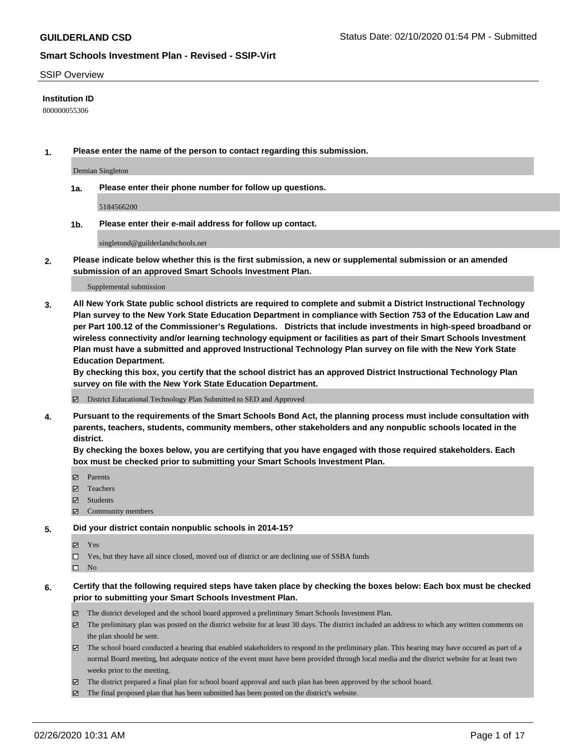**GUILDERLAND CSD** Status Date: 02/10/2020 01:54 PM - Submitted

**Smart Schools Investment Plan - Revised - SSIP-Virt**

SSIP Overview

**Institution ID**

800000055306

**1. Please enter the name of the person to contact regarding this submission.**

Demian Singleton

**1a. Please enter their phone number for follow up questions.**

5184566200

**1b. Please enter their e-mail address for follow up contact.**

singletond@guilderlandschools.net

**2. Please indicate below whether this is the first submission, a new or supplemental submission or an amended submission of an approved Smart Schools Investment Plan.**

Supplemental submission

**3. All New York State public school districts are required to complete and submit a District Instructional Technology Plan survey to the New York State Education Department in compliance with Section 753 of the Education Law and per Part 100.12 of the Commissioner's Regulations. Districts that include investments in high-speed broadband or wireless connectivity and/or learning technology equipment or facilities as part of their Smart Schools Investment Plan must have a submitted and approved Instructional Technology Plan survey on file with the New York State Education Department.**
**By checking this box, you certify that the school district has an approved District Instructional Technology Plan survey on file with the New York State Education Department.**

☑ District Educational Technology Plan Submitted to SED and Approved

**4. Pursuant to the requirements of the Smart Schools Bond Act, the planning process must include consultation with parents, teachers, students, community members, other stakeholders and any nonpublic schools located in the district.**
**By checking the boxes below, you are certifying that you have engaged with those required stakeholders. Each box must be checked prior to submitting your Smart Schools Investment Plan.**

☑ Parents
☑ Teachers
☑ Students
☑ Community members

**5. Did your district contain nonpublic schools in 2014-15?**

☑ Yes
☐ Yes, but they have all since closed, moved out of district or are declining use of SSBA funds
☐ No

**6. Certify that the following required steps have taken place by checking the boxes below: Each box must be checked prior to submitting your Smart Schools Investment Plan.**

☑ The district developed and the school board approved a preliminary Smart Schools Investment Plan.
☑ The preliminary plan was posted on the district website for at least 30 days. The district included an address to which any written comments on the plan should be sent.
☑ The school board conducted a hearing that enabled stakeholders to respond to the preliminary plan. This hearing may have occured as part of a normal Board meeting, but adequate notice of the event must have been provided through local media and the district website for at least two weeks prior to the meeting.
☑ The district prepared a final plan for school board approval and such plan has been approved by the school board.
☑ The final proposed plan that has been submitted has been posted on the district's website.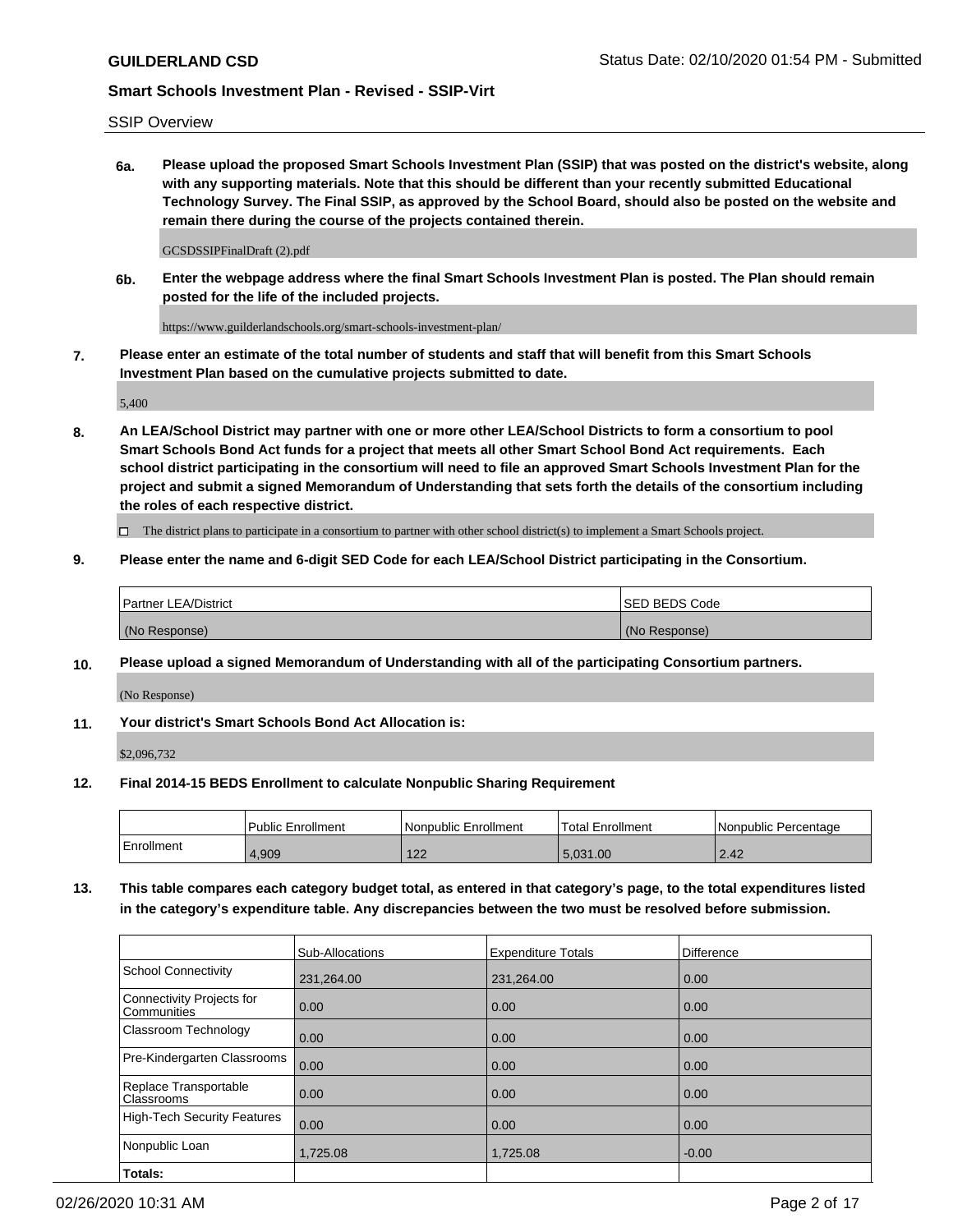## SSIP Overview

**6a. Please upload the proposed Smart Schools Investment Plan (SSIP) that was posted on the district's website, along with any supporting materials. Note that this should be different than your recently submitted Educational Technology Survey. The Final SSIP, as approved by the School Board, should also be posted on the website and remain there during the course of the projects contained therein.**

GCSDSSIPFinalDraft (2).pdf

**6b. Enter the webpage address where the final Smart Schools Investment Plan is posted. The Plan should remain posted for the life of the included projects.**

https://www.guilderlandschools.org/smart-schools-investment-plan/

**7. Please enter an estimate of the total number of students and staff that will benefit from this Smart Schools Investment Plan based on the cumulative projects submitted to date.**

5,400

**8. An LEA/School District may partner with one or more other LEA/School Districts to form a consortium to pool Smart Schools Bond Act funds for a project that meets all other Smart School Bond Act requirements. Each school district participating in the consortium will need to file an approved Smart Schools Investment Plan for the project and submit a signed Memorandum of Understanding that sets forth the details of the consortium including the roles of each respective district.**

☐ The district plans to participate in a consortium to partner with other school district(s) to implement a Smart Schools project.

**9. Please enter the name and 6-digit SED Code for each LEA/School District participating in the Consortium.**

| Partner LEA/District | SED BEDS Code |
|---|---|
| (No Response) | (No Response) |

**10. Please upload a signed Memorandum of Understanding with all of the participating Consortium partners.**

(No Response)

**11. Your district's Smart Schools Bond Act Allocation is:**

$2,096,732

**12. Final 2014-15 BEDS Enrollment to calculate Nonpublic Sharing Requirement**

| | Public Enrollment | Nonpublic Enrollment | Total Enrollment | Nonpublic Percentage |
|---|---|---|---|---|
| Enrollment | 4,909 | 122 | 5,031.00 | 2.42 |

**13. This table compares each category budget total, as entered in that category's page, to the total expenditures listed in the category's expenditure table. Any discrepancies between the two must be resolved before submission.**

| | Sub-Allocations | Expenditure Totals | Difference |
|---|---|---|---|
| School Connectivity | 231,264.00 | 231,264.00 | 0.00 |
| Connectivity Projects for Communities | 0.00 | 0.00 | 0.00 |
| Classroom Technology | 0.00 | 0.00 | 0.00 |
| Pre-Kindergarten Classrooms | 0.00 | 0.00 | 0.00 |
| Replace Transportable Classrooms | 0.00 | 0.00 | 0.00 |
| High-Tech Security Features | 0.00 | 0.00 | 0.00 |
| Nonpublic Loan | 1,725.08 | 1,725.08 | -0.00 |
| **Totals:** | | | |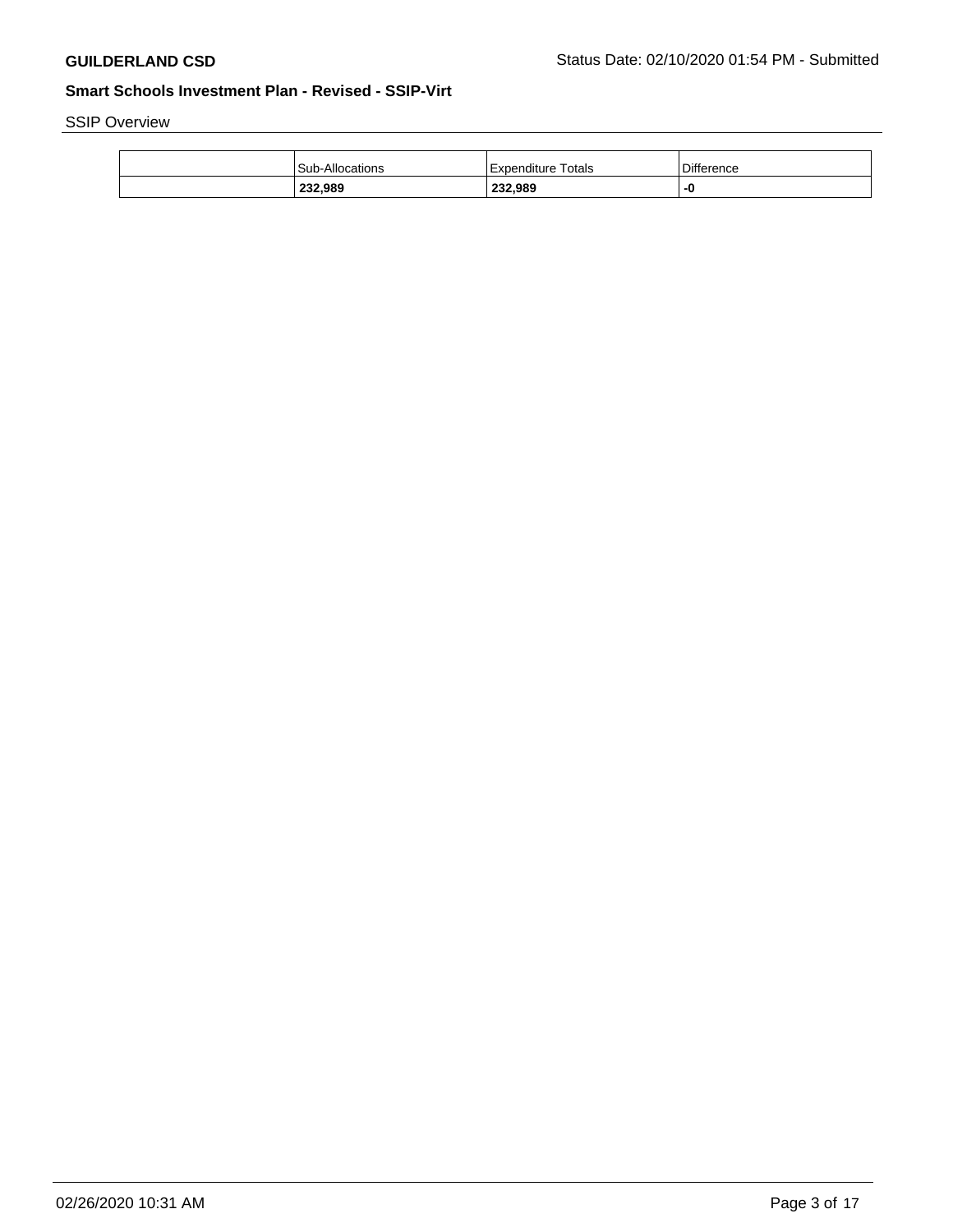SSIP Overview

| | Sub-Allocations | Expenditure Totals | Difference |
|---|---|---|---|
| | **232,989** | **232,989** | **-0** |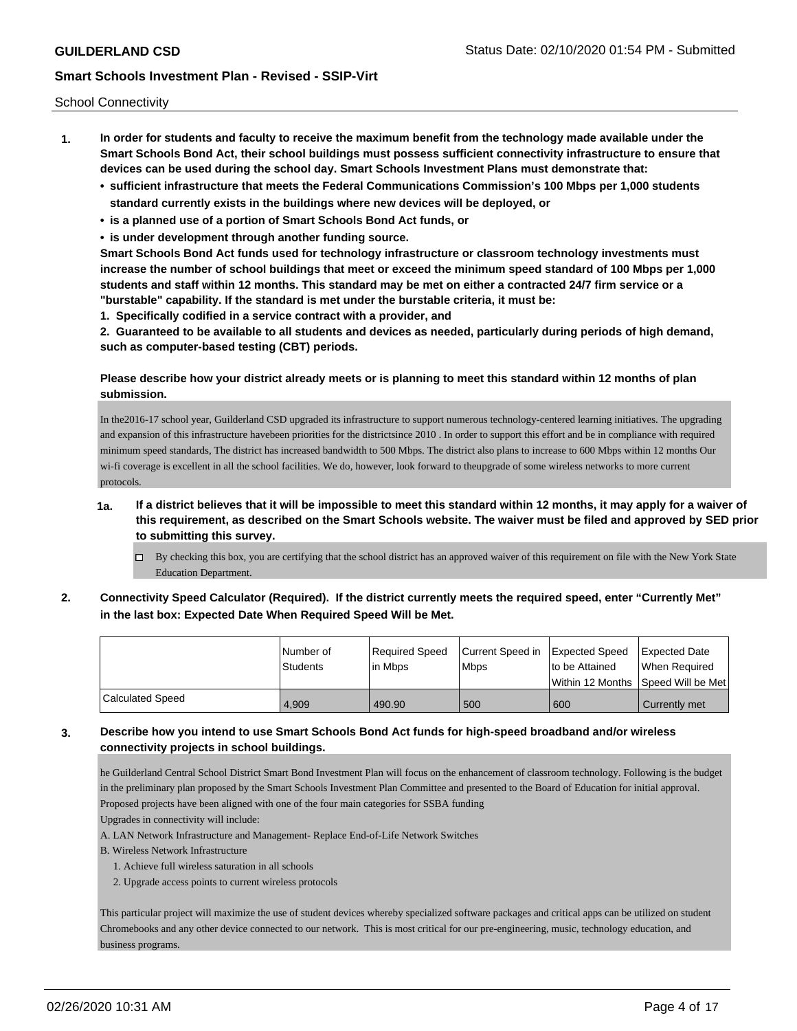School Connectivity

1. **In order for students and faculty to receive the maximum benefit from the technology made available under the Smart Schools Bond Act, their school buildings must possess sufficient connectivity infrastructure to ensure that devices can be used during the school day. Smart Schools Investment Plans must demonstrate that:**
   - **sufficient infrastructure that meets the Federal Communications Commission's 100 Mbps per 1,000 students standard currently exists in the buildings where new devices will be deployed, or**
   - **is a planned use of a portion of Smart Schools Bond Act funds, or**
   - **is under development through another funding source.**

   **Smart Schools Bond Act funds used for technology infrastructure or classroom technology investments must increase the number of school buildings that meet or exceed the minimum speed standard of 100 Mbps per 1,000 students and staff within 12 months. This standard may be met on either a contracted 24/7 firm service or a "burstable" capability. If the standard is met under the burstable criteria, it must be:**

   **1. Specifically codified in a service contract with a provider, and**

   **2. Guaranteed to be available to all students and devices as needed, particularly during periods of high demand, such as computer-based testing (CBT) periods.**

   **Please describe how your district already meets or is planning to meet this standard within 12 months of plan submission.**

   In the2016-17 school year, Guilderland CSD upgraded its infrastructure to support numerous technology-centered learning initiatives. The upgrading and expansion of this infrastructure havebeen priorities for the districtsince 2010 . In order to support this effort and be in compliance with required minimum speed standards, The district has increased bandwidth to 500 Mbps. The district also plans to increase to 600 Mbps within 12 months Our wi-fi coverage is excellent in all the school facilities. We do, however, look forward to theupgrade of some wireless networks to more current protocols.

   **1a. If a district believes that it will be impossible to meet this standard within 12 months, it may apply for a waiver of this requirement, as described on the Smart Schools website. The waiver must be filed and approved by SED prior to submitting this survey.**

   ☐ By checking this box, you are certifying that the school district has an approved waiver of this requirement on file with the New York State Education Department.

2. **Connectivity Speed Calculator (Required). If the district currently meets the required speed, enter "Currently Met" in the last box: Expected Date When Required Speed Will be Met.**

| | Number of Students | Required Speed in Mbps | Current Speed in Mbps | Expected Speed to be Attained Within 12 Months | Expected Date When Required Speed Will be Met |
|---|---|---|---|---|---|
| Calculated Speed | 4,909 | 490.90 | 500 | 600 | Currently met |

3. **Describe how you intend to use Smart Schools Bond Act funds for high-speed broadband and/or wireless connectivity projects in school buildings.**

   he Guilderland Central School District Smart Bond Investment Plan will focus on the enhancement of classroom technology. Following is the budget in the preliminary plan proposed by the Smart Schools Investment Plan Committee and presented to the Board of Education for initial approval. Proposed projects have been aligned with one of the four main categories for SSBA funding

   Upgrades in connectivity will include:

   A. LAN Network Infrastructure and Management- Replace End-of-Life Network Switches

   B. Wireless Network Infrastructure

   1. Achieve full wireless saturation in all schools
   2. Upgrade access points to current wireless protocols

   This particular project will maximize the use of student devices whereby specialized software packages and critical apps can be utilized on student Chromebooks and any other device connected to our network. This is most critical for our pre-engineering, music, technology education, and business programs.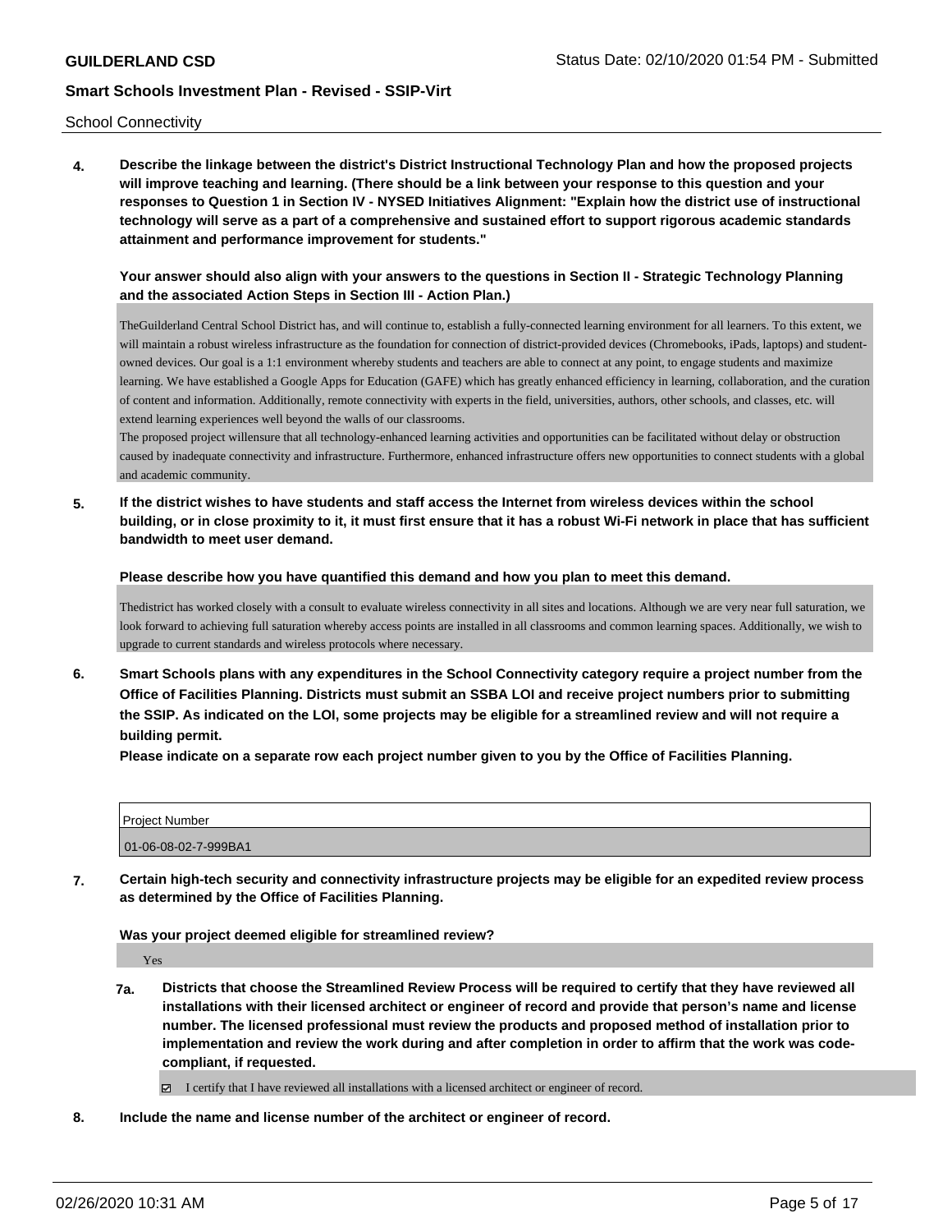School Connectivity

**4. Describe the linkage between the district's District Instructional Technology Plan and how the proposed projects will improve teaching and learning. (There should be a link between your response to this question and your responses to Question 1 in Section IV - NYSED Initiatives Alignment: "Explain how the district use of instructional technology will serve as a part of a comprehensive and sustained effort to support rigorous academic standards attainment and performance improvement for students."**

**Your answer should also align with your answers to the questions in Section II - Strategic Technology Planning and the associated Action Steps in Section III - Action Plan.)**

TheGuilderland Central School District has, and will continue to, establish a fully-connected learning environment for all learners. To this extent, we will maintain a robust wireless infrastructure as the foundation for connection of district-provided devices (Chromebooks, iPads, laptops) and student-owned devices. Our goal is a 1:1 environment whereby students and teachers are able to connect at any point, to engage students and maximize learning. We have established a Google Apps for Education (GAFE) which has greatly enhanced efficiency in learning, collaboration, and the curation of content and information. Additionally, remote connectivity with experts in the field, universities, authors, other schools, and classes, etc. will extend learning experiences well beyond the walls of our classrooms.
The proposed project willensure that all technology-enhanced learning activities and opportunities can be facilitated without delay or obstruction caused by inadequate connectivity and infrastructure. Furthermore, enhanced infrastructure offers new opportunities to connect students with a global and academic community.

**5. If the district wishes to have students and staff access the Internet from wireless devices within the school building, or in close proximity to it, it must first ensure that it has a robust Wi-Fi network in place that has sufficient bandwidth to meet user demand.**

**Please describe how you have quantified this demand and how you plan to meet this demand.**

Thedistrict has worked closely with a consult to evaluate wireless connectivity in all sites and locations. Although we are very near full saturation, we look forward to achieving full saturation whereby access points are installed in all classrooms and common learning spaces. Additionally, we wish to upgrade to current standards and wireless protocols where necessary.

**6. Smart Schools plans with any expenditures in the School Connectivity category require a project number from the Office of Facilities Planning. Districts must submit an SSBA LOI and receive project numbers prior to submitting the SSIP. As indicated on the LOI, some projects may be eligible for a streamlined review and will not require a building permit.**
**Please indicate on a separate row each project number given to you by the Office of Facilities Planning.**

| Project Number |
|---|
| 01-06-08-02-7-999BA1 |

**7. Certain high-tech security and connectivity infrastructure projects may be eligible for an expedited review process as determined by the Office of Facilities Planning.**

**Was your project deemed eligible for streamlined review?**

Yes

**7a. Districts that choose the Streamlined Review Process will be required to certify that they have reviewed all installations with their licensed architect or engineer of record and provide that person's name and license number. The licensed professional must review the products and proposed method of installation prior to implementation and review the work during and after completion in order to affirm that the work was code-compliant, if requested.**

☑ I certify that I have reviewed all installations with a licensed architect or engineer of record.

**8. Include the name and license number of the architect or engineer of record.**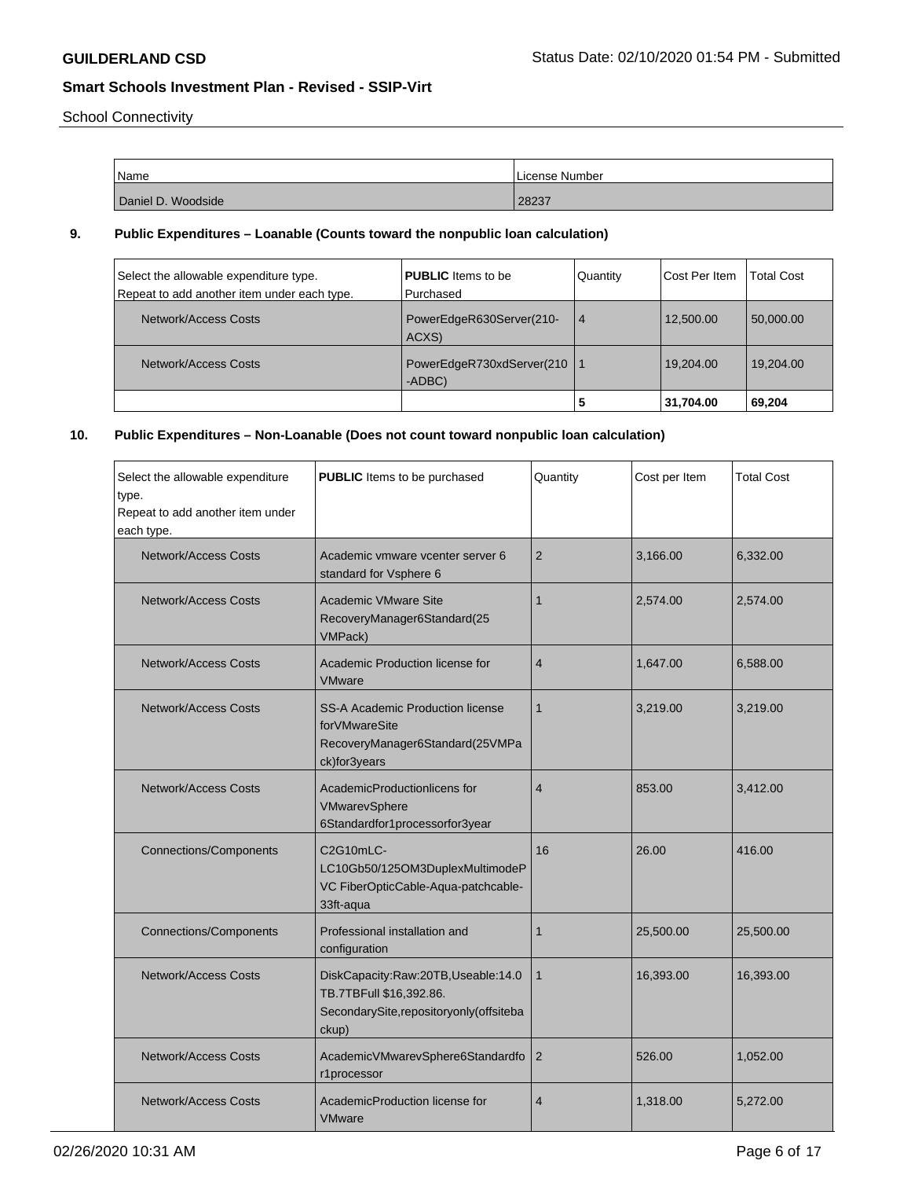School Connectivity

| Name | License Number |
| --- | --- |
| Daniel D. Woodside | 28237 |

**9. Public Expenditures – Loanable (Counts toward the nonpublic loan calculation)**

| Select the allowable expenditure type. Repeat to add another item under each type. | **PUBLIC** Items to be Purchased | Quantity | Cost Per Item | Total Cost |
| --- | --- | --- | --- | --- |
| Network/Access Costs | PowerEdgeR630Server(210-ACXS) | 4 | 12,500.00 | 50,000.00 |
| Network/Access Costs | PowerEdgeR730xdServer(210-ADBC) | 1 | 19,204.00 | 19,204.00 |
| | | **5** | **31,704.00** | **69,204** |

**10. Public Expenditures – Non-Loanable (Does not count toward nonpublic loan calculation)**

| Select the allowable expenditure type. Repeat to add another item under each type. | **PUBLIC** Items to be purchased | Quantity | Cost per Item | Total Cost |
| --- | --- | --- | --- | --- |
| Network/Access Costs | Academic vmware vcenter server 6 standard for Vsphere 6 | 2 | 3,166.00 | 6,332.00 |
| Network/Access Costs | Academic VMware Site RecoveryManager6Standard(25 VMPack) | 1 | 2,574.00 | 2,574.00 |
| Network/Access Costs | Academic Production license for VMware | 4 | 1,647.00 | 6,588.00 |
| Network/Access Costs | SS-A Academic Production license forVMwareSite RecoveryManager6Standard(25VMPack)for3years | 1 | 3,219.00 | 3,219.00 |
| Network/Access Costs | AcademicProductionlicens for VMwarevSphere 6Standardfor1processorfor3year | 4 | 853.00 | 3,412.00 |
| Connections/Components | C2G10mLC-LC10Gb50/125OM3DuplexMultimodePVC FiberOpticCable-Aqua-patchcable-33ft-aqua | 16 | 26.00 | 416.00 |
| Connections/Components | Professional installation and configuration | 1 | 25,500.00 | 25,500.00 |
| Network/Access Costs | DiskCapacity:Raw:20TB,Useable:14.0TB.7TBFull $16,392.86. SecondarySite,repositoryonly(offsitebackup) | 1 | 16,393.00 | 16,393.00 |
| Network/Access Costs | AcademicVMwarevSphere6Standardfor1processor | 2 | 526.00 | 1,052.00 |
| Network/Access Costs | AcademicProduction license for VMware | 4 | 1,318.00 | 5,272.00 |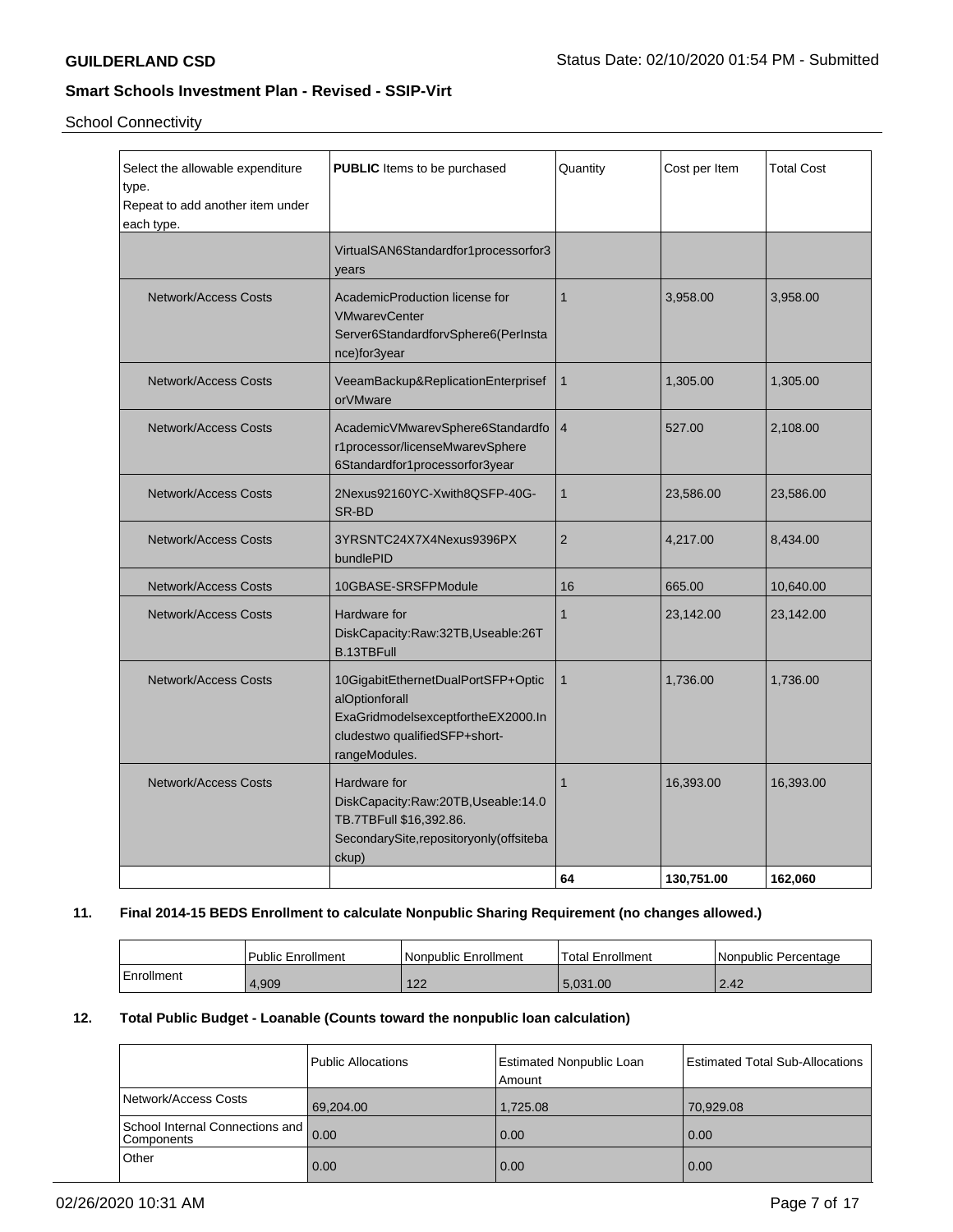School Connectivity

| Select the allowable expenditure type. Repeat to add another item under each type. | **PUBLIC** Items to be purchased | Quantity | Cost per Item | Total Cost |
|---|---|---|---|---|
| | VirtualSAN6Standardfor1processorfor3years | | | |
| Network/Access Costs | AcademicProduction license for VMwarevCenter Server6StandardforvSphere6(PerInstance)for3year | 1 | 3,958.00 | 3,958.00 |
| Network/Access Costs | VeeamBackup&ReplicationEnterpriseforVMware | 1 | 1,305.00 | 1,305.00 |
| Network/Access Costs | AcademicVMwarevSphere6Standardfor1processor/licenseMwarevSphere 6Standardfor1processorfor3year | 4 | 527.00 | 2,108.00 |
| Network/Access Costs | 2Nexus92160YC-Xwith8QSFP-40G-SR-BD | 1 | 23,586.00 | 23,586.00 |
| Network/Access Costs | 3YRSNTC24X7X4Nexus9396PX bundlePID | 2 | 4,217.00 | 8,434.00 |
| Network/Access Costs | 10GBASE-SRSFPModule | 16 | 665.00 | 10,640.00 |
| Network/Access Costs | Hardware for DiskCapacity:Raw:32TB,Useable:26TB.13TBFull | 1 | 23,142.00 | 23,142.00 |
| Network/Access Costs | 10GigabitEthernetDualPortSFP+OpticalOptionforall ExaGridmodelsexceptfortheEX2000.Includestwo qualifiedSFP+short-rangeModules. | 1 | 1,736.00 | 1,736.00 |
| Network/Access Costs | Hardware for DiskCapacity:Raw:20TB,Useable:14.0TB.7TBFull $16,392.86. SecondarySite,repositoryonly(offsitebackup) | 1 | 16,393.00 | 16,393.00 |
| | | **64** | **130,751.00** | **162,060** |

**11. Final 2014-15 BEDS Enrollment to calculate Nonpublic Sharing Requirement (no changes allowed.)**

| | Public Enrollment | Nonpublic Enrollment | Total Enrollment | Nonpublic Percentage |
|---|---|---|---|---|
| Enrollment | 4,909 | 122 | 5,031.00 | 2.42 |

**12. Total Public Budget - Loanable (Counts toward the nonpublic loan calculation)**

| | Public Allocations | Estimated Nonpublic Loan Amount | Estimated Total Sub-Allocations |
|---|---|---|---|
| Network/Access Costs | 69,204.00 | 1,725.08 | 70,929.08 |
| School Internal Connections and Components | 0.00 | 0.00 | 0.00 |
| Other | 0.00 | 0.00 | 0.00 |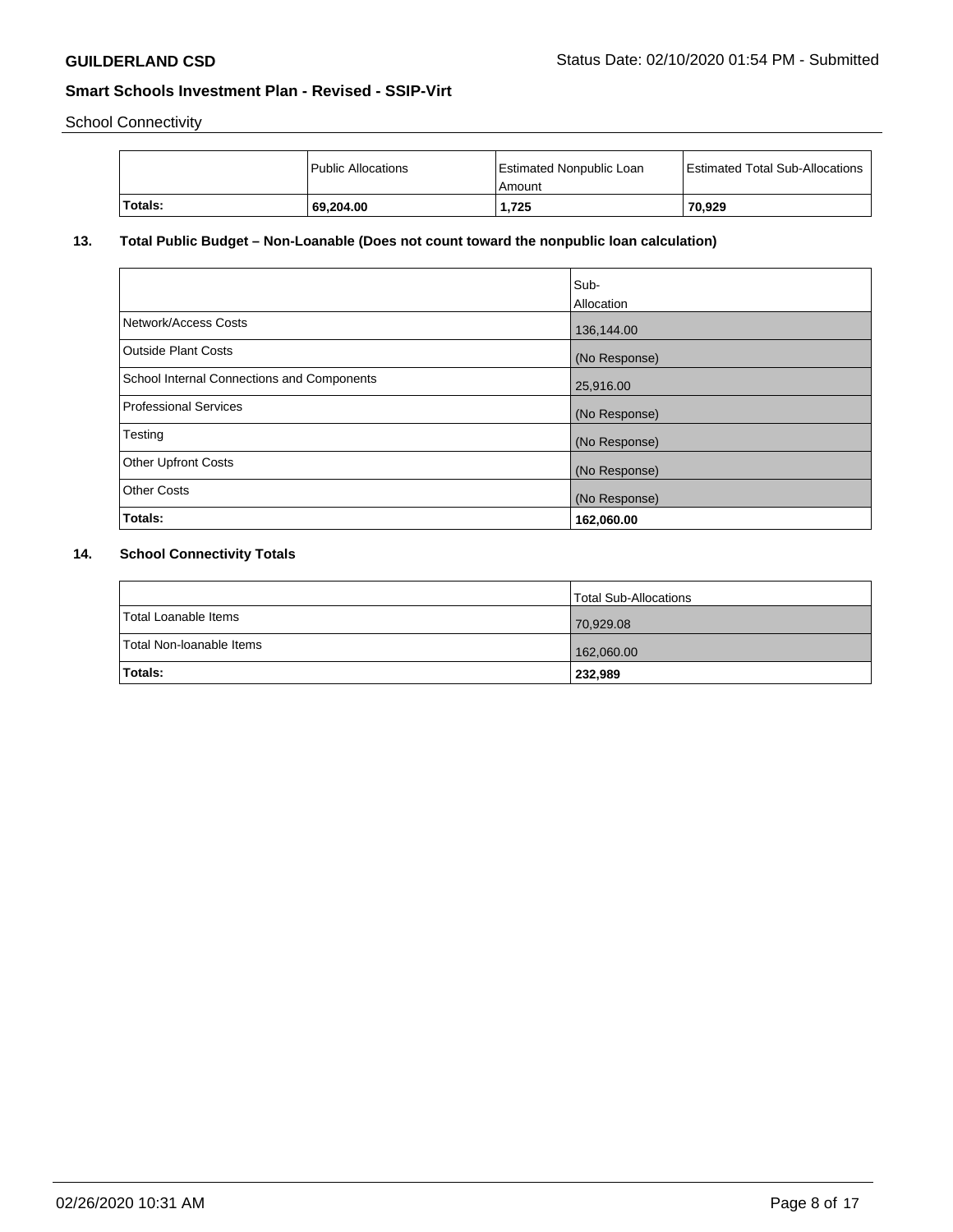School Connectivity

| | Public Allocations | Estimated Nonpublic Loan Amount | Estimated Total Sub-Allocations |
|---|---|---|---|
| **Totals:** | **69,204.00** | **1,725** | **70,929** |

**13. Total Public Budget – Non-Loanable (Does not count toward the nonpublic loan calculation)**

| | Sub-Allocation |
|---|---|
| Network/Access Costs | 136,144.00 |
| Outside Plant Costs | (No Response) |
| School Internal Connections and Components | 25,916.00 |
| Professional Services | (No Response) |
| Testing | (No Response) |
| Other Upfront Costs | (No Response) |
| Other Costs | (No Response) |
| **Totals:** | **162,060.00** |

**14. School Connectivity Totals**

| | Total Sub-Allocations |
|---|---|
| Total Loanable Items | 70,929.08 |
| Total Non-loanable Items | 162,060.00 |
| **Totals:** | **232,989** |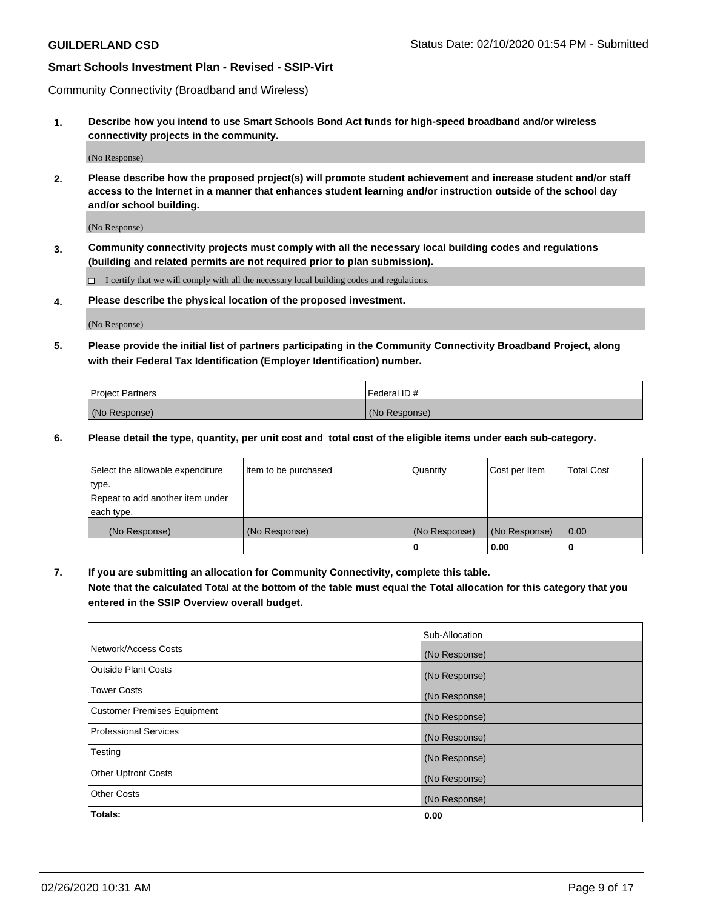Community Connectivity (Broadband and Wireless)

**1. Describe how you intend to use Smart Schools Bond Act funds for high-speed broadband and/or wireless connectivity projects in the community.**

(No Response)

**2. Please describe how the proposed project(s) will promote student achievement and increase student and/or staff access to the Internet in a manner that enhances student learning and/or instruction outside of the school day and/or school building.**

(No Response)

**3. Community connectivity projects must comply with all the necessary local building codes and regulations (building and related permits are not required prior to plan submission).**

☐ I certify that we will comply with all the necessary local building codes and regulations.

**4. Please describe the physical location of the proposed investment.**

(No Response)

**5. Please provide the initial list of partners participating in the Community Connectivity Broadband Project, along with their Federal Tax Identification (Employer Identification) number.**

| Project Partners | Federal ID # |
|---|---|
| (No Response) | (No Response) |

**6. Please detail the type, quantity, per unit cost and total cost of the eligible items under each sub-category.**

| Select the allowable expenditure type. Repeat to add another item under each type. | Item to be purchased | Quantity | Cost per Item | Total Cost |
|---|---|---|---|---|
| (No Response) | (No Response) | (No Response) | (No Response) | 0.00 |
| | | **0** | **0.00** | **0** |

**7. If you are submitting an allocation for Community Connectivity, complete this table. Note that the calculated Total at the bottom of the table must equal the Total allocation for this category that you entered in the SSIP Overview overall budget.**

| | Sub-Allocation |
|---|---|
| Network/Access Costs | (No Response) |
| Outside Plant Costs | (No Response) |
| Tower Costs | (No Response) |
| Customer Premises Equipment | (No Response) |
| Professional Services | (No Response) |
| Testing | (No Response) |
| Other Upfront Costs | (No Response) |
| Other Costs | (No Response) |
| **Totals:** | **0.00** |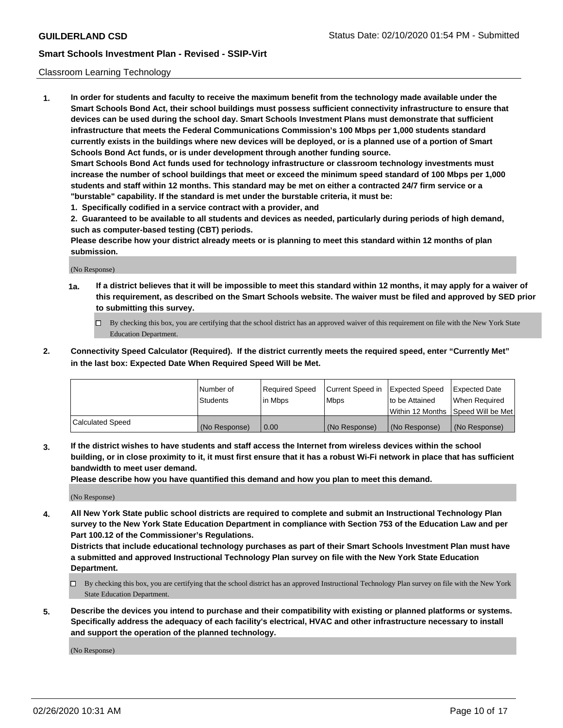Classroom Learning Technology

**1. In order for students and faculty to receive the maximum benefit from the technology made available under the Smart Schools Bond Act, their school buildings must possess sufficient connectivity infrastructure to ensure that devices can be used during the school day. Smart Schools Investment Plans must demonstrate that sufficient infrastructure that meets the Federal Communications Commission's 100 Mbps per 1,000 students standard currently exists in the buildings where new devices will be deployed, or is a planned use of a portion of Smart Schools Bond Act funds, or is under development through another funding source.**

**Smart Schools Bond Act funds used for technology infrastructure or classroom technology investments must increase the number of school buildings that meet or exceed the minimum speed standard of 100 Mbps per 1,000 students and staff within 12 months. This standard may be met on either a contracted 24/7 firm service or a "burstable" capability. If the standard is met under the burstable criteria, it must be:**

**1. Specifically codified in a service contract with a provider, and**

**2. Guaranteed to be available to all students and devices as needed, particularly during periods of high demand, such as computer-based testing (CBT) periods.**

**Please describe how your district already meets or is planning to meet this standard within 12 months of plan submission.**

(No Response)

**1a. If a district believes that it will be impossible to meet this standard within 12 months, it may apply for a waiver of this requirement, as described on the Smart Schools website. The waiver must be filed and approved by SED prior to submitting this survey.**

☐ By checking this box, you are certifying that the school district has an approved waiver of this requirement on file with the New York State Education Department.

**2. Connectivity Speed Calculator (Required). If the district currently meets the required speed, enter "Currently Met" in the last box: Expected Date When Required Speed Will be Met.**

| | Number of Students | Required Speed in Mbps | Current Speed in Mbps | Expected Speed to be Attained Within 12 Months | Expected Date When Required Speed Will be Met |
|---|---|---|---|---|---|
| Calculated Speed | (No Response) | 0.00 | (No Response) | (No Response) | (No Response) |

**3. If the district wishes to have students and staff access the Internet from wireless devices within the school building, or in close proximity to it, it must first ensure that it has a robust Wi-Fi network in place that has sufficient bandwidth to meet user demand.**

**Please describe how you have quantified this demand and how you plan to meet this demand.**

(No Response)

**4. All New York State public school districts are required to complete and submit an Instructional Technology Plan survey to the New York State Education Department in compliance with Section 753 of the Education Law and per Part 100.12 of the Commissioner's Regulations.**

**Districts that include educational technology purchases as part of their Smart Schools Investment Plan must have a submitted and approved Instructional Technology Plan survey on file with the New York State Education Department.**

☐ By checking this box, you are certifying that the school district has an approved Instructional Technology Plan survey on file with the New York State Education Department.

**5. Describe the devices you intend to purchase and their compatibility with existing or planned platforms or systems. Specifically address the adequacy of each facility's electrical, HVAC and other infrastructure necessary to install and support the operation of the planned technology.**

(No Response)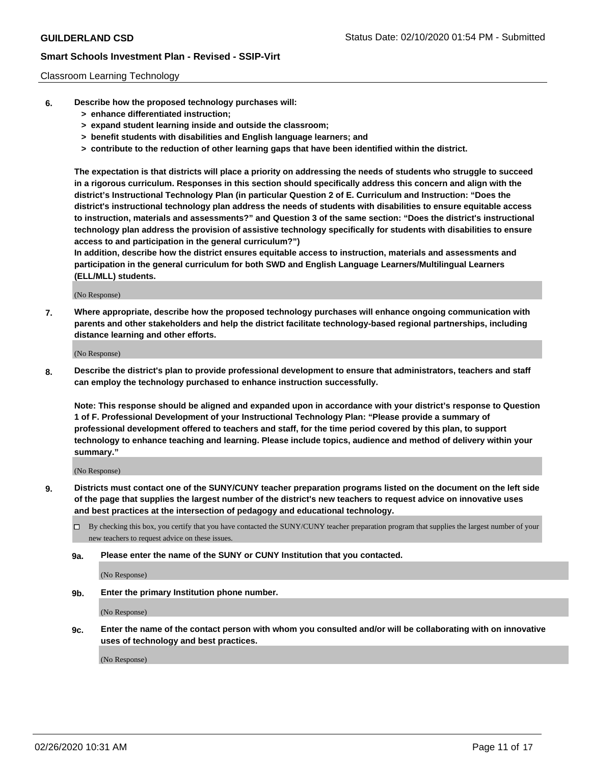Classroom Learning Technology

**6. Describe how the proposed technology purchases will:**

- **> enhance differentiated instruction;**
- **> expand student learning inside and outside the classroom;**
- **> benefit students with disabilities and English language learners; and**
- **> contribute to the reduction of other learning gaps that have been identified within the district.**

**The expectation is that districts will place a priority on addressing the needs of students who struggle to succeed in a rigorous curriculum. Responses in this section should specifically address this concern and align with the district's Instructional Technology Plan (in particular Question 2 of E. Curriculum and Instruction: "Does the district's instructional technology plan address the needs of students with disabilities to ensure equitable access to instruction, materials and assessments?" and Question 3 of the same section: "Does the district's instructional technology plan address the provision of assistive technology specifically for students with disabilities to ensure access to and participation in the general curriculum?")**

**In addition, describe how the district ensures equitable access to instruction, materials and assessments and participation in the general curriculum for both SWD and English Language Learners/Multilingual Learners (ELL/MLL) students.**

(No Response)

**7. Where appropriate, describe how the proposed technology purchases will enhance ongoing communication with parents and other stakeholders and help the district facilitate technology-based regional partnerships, including distance learning and other efforts.**

(No Response)

**8. Describe the district's plan to provide professional development to ensure that administrators, teachers and staff can employ the technology purchased to enhance instruction successfully.**

**Note: This response should be aligned and expanded upon in accordance with your district's response to Question 1 of F. Professional Development of your Instructional Technology Plan: "Please provide a summary of professional development offered to teachers and staff, for the time period covered by this plan, to support technology to enhance teaching and learning. Please include topics, audience and method of delivery within your summary."**

(No Response)

**9. Districts must contact one of the SUNY/CUNY teacher preparation programs listed on the document on the left side of the page that supplies the largest number of the district's new teachers to request advice on innovative uses and best practices at the intersection of pedagogy and educational technology.**

☐ By checking this box, you certify that you have contacted the SUNY/CUNY teacher preparation program that supplies the largest number of your new teachers to request advice on these issues.

**9a. Please enter the name of the SUNY or CUNY Institution that you contacted.**

(No Response)

**9b. Enter the primary Institution phone number.**

(No Response)

**9c. Enter the name of the contact person with whom you consulted and/or will be collaborating with on innovative uses of technology and best practices.**

(No Response)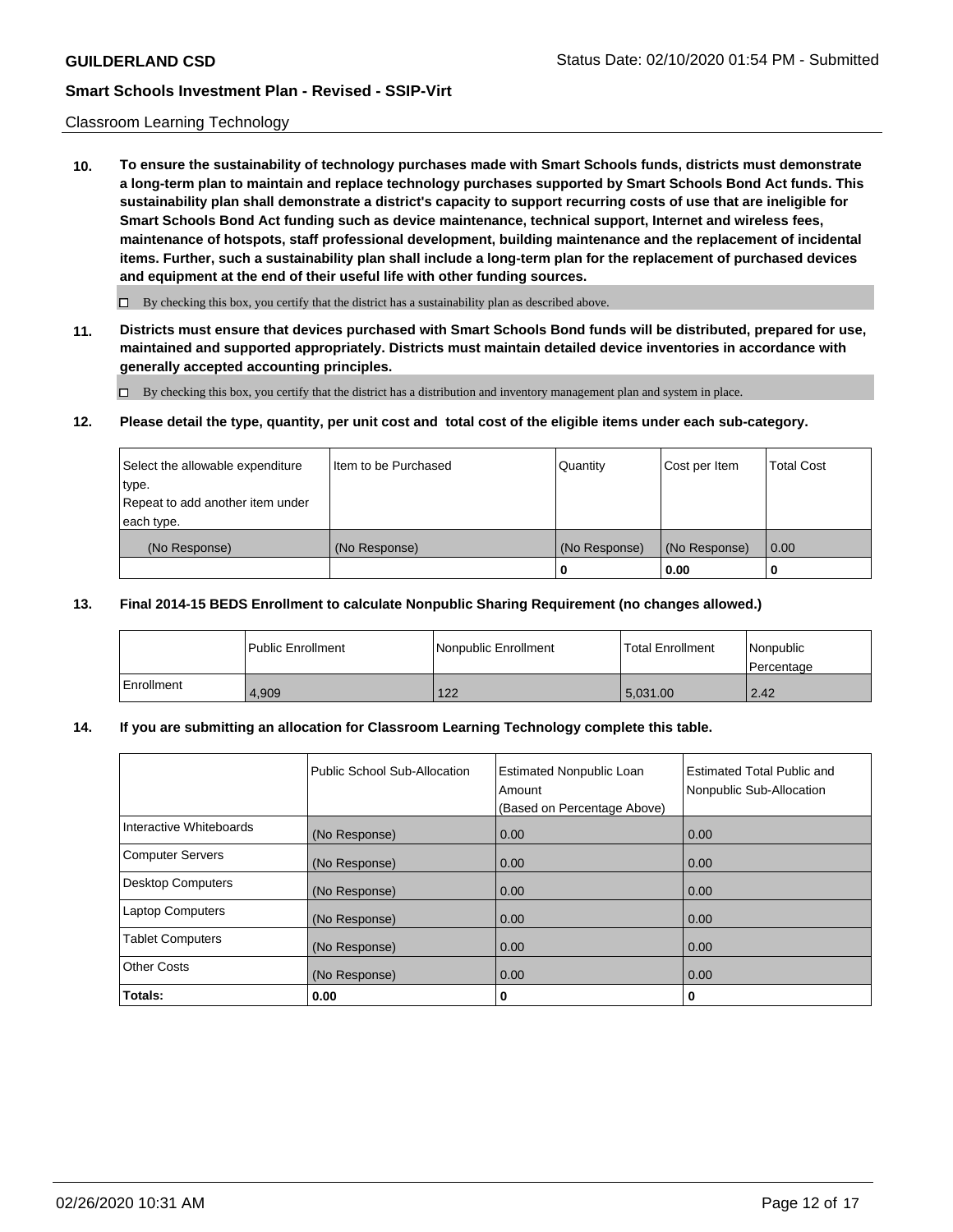Classroom Learning Technology

**10. To ensure the sustainability of technology purchases made with Smart Schools funds, districts must demonstrate a long-term plan to maintain and replace technology purchases supported by Smart Schools Bond Act funds. This sustainability plan shall demonstrate a district's capacity to support recurring costs of use that are ineligible for Smart Schools Bond Act funding such as device maintenance, technical support, Internet and wireless fees, maintenance of hotspots, staff professional development, building maintenance and the replacement of incidental items. Further, such a sustainability plan shall include a long-term plan for the replacement of purchased devices and equipment at the end of their useful life with other funding sources.**

☐ By checking this box, you certify that the district has a sustainability plan as described above.

**11. Districts must ensure that devices purchased with Smart Schools Bond funds will be distributed, prepared for use, maintained and supported appropriately. Districts must maintain detailed device inventories in accordance with generally accepted accounting principles.**

☐ By checking this box, you certify that the district has a distribution and inventory management plan and system in place.

**12. Please detail the type, quantity, per unit cost and total cost of the eligible items under each sub-category.**

| Select the allowable expenditure type. Repeat to add another item under each type. | Item to be Purchased | Quantity | Cost per Item | Total Cost |
|---|---|---|---|---|
| (No Response) | (No Response) | (No Response) | (No Response) | 0.00 |
| | | **0** | **0.00** | **0** |

**13. Final 2014-15 BEDS Enrollment to calculate Nonpublic Sharing Requirement (no changes allowed.)**

| | Public Enrollment | Nonpublic Enrollment | Total Enrollment | Nonpublic Percentage |
|---|---|---|---|---|
| Enrollment | 4,909 | 122 | 5,031.00 | 2.42 |

**14. If you are submitting an allocation for Classroom Learning Technology complete this table.**

| | Public School Sub-Allocation | Estimated Nonpublic Loan Amount (Based on Percentage Above) | Estimated Total Public and Nonpublic Sub-Allocation |
|---|---|---|---|
| Interactive Whiteboards | (No Response) | 0.00 | 0.00 |
| Computer Servers | (No Response) | 0.00 | 0.00 |
| Desktop Computers | (No Response) | 0.00 | 0.00 |
| Laptop Computers | (No Response) | 0.00 | 0.00 |
| Tablet Computers | (No Response) | 0.00 | 0.00 |
| Other Costs | (No Response) | 0.00 | 0.00 |
| **Totals:** | **0.00** | **0** | **0** |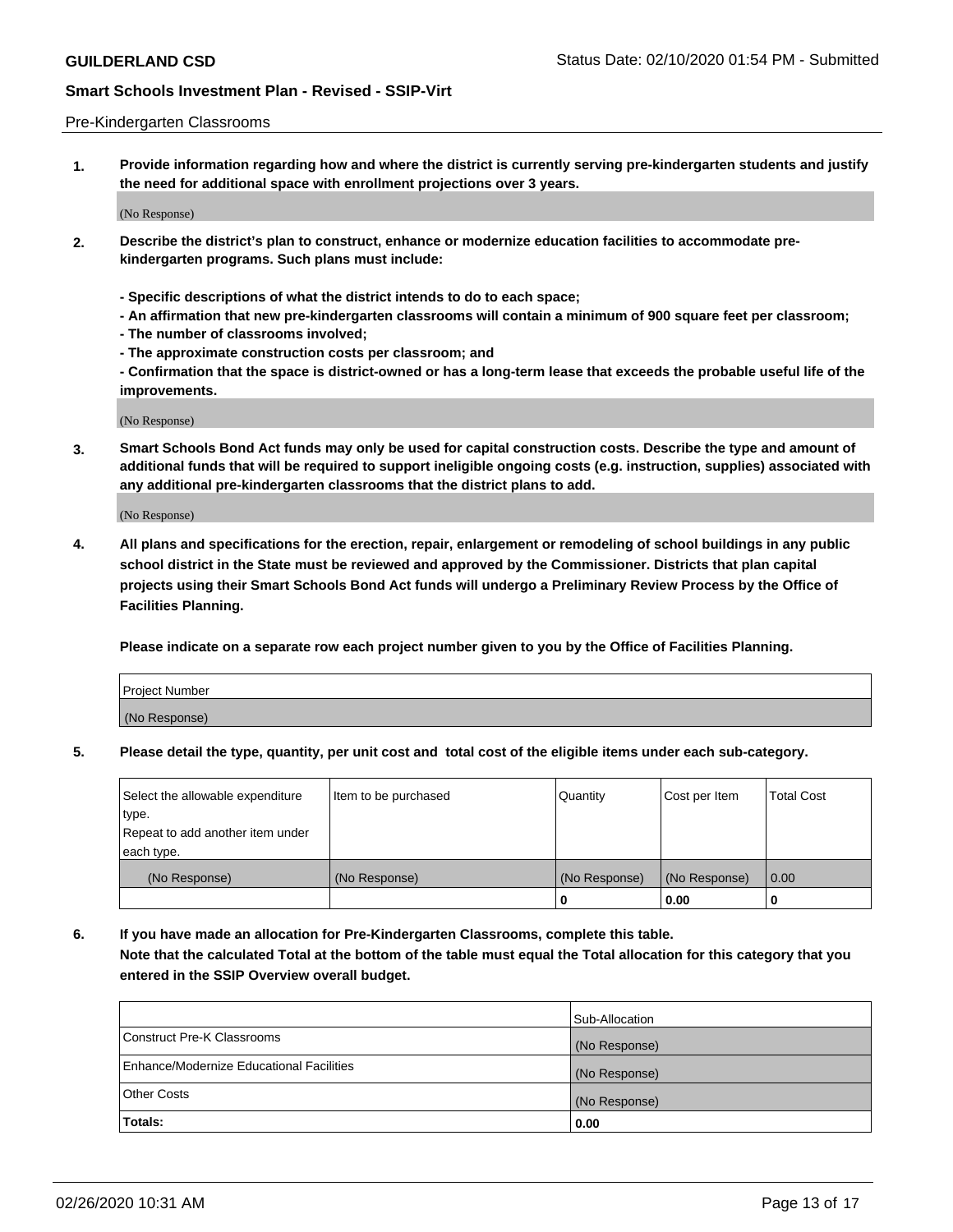Pre-Kindergarten Classrooms

**1. Provide information regarding how and where the district is currently serving pre-kindergarten students and justify the need for additional space with enrollment projections over 3 years.**

(No Response)

**2. Describe the district's plan to construct, enhance or modernize education facilities to accommodate pre-kindergarten programs. Such plans must include:**

**- Specific descriptions of what the district intends to do to each space;**
**- An affirmation that new pre-kindergarten classrooms will contain a minimum of 900 square feet per classroom;**
**- The number of classrooms involved;**
**- The approximate construction costs per classroom; and**
**- Confirmation that the space is district-owned or has a long-term lease that exceeds the probable useful life of the improvements.**

(No Response)

**3. Smart Schools Bond Act funds may only be used for capital construction costs. Describe the type and amount of additional funds that will be required to support ineligible ongoing costs (e.g. instruction, supplies) associated with any additional pre-kindergarten classrooms that the district plans to add.**

(No Response)

**4. All plans and specifications for the erection, repair, enlargement or remodeling of school buildings in any public school district in the State must be reviewed and approved by the Commissioner. Districts that plan capital projects using their Smart Schools Bond Act funds will undergo a Preliminary Review Process by the Office of Facilities Planning.**

**Please indicate on a separate row each project number given to you by the Office of Facilities Planning.**

| Project Number |
|---|
| (No Response) |

**5. Please detail the type, quantity, per unit cost and total cost of the eligible items under each sub-category.**

| Select the allowable expenditure type. Repeat to add another item under each type. | Item to be purchased | Quantity | Cost per Item | Total Cost |
|---|---|---|---|---|
| (No Response) | (No Response) | (No Response) | (No Response) | 0.00 |
| | | 0 | 0.00 | 0 |

**6. If you have made an allocation for Pre-Kindergarten Classrooms, complete this table. Note that the calculated Total at the bottom of the table must equal the Total allocation for this category that you entered in the SSIP Overview overall budget.**

| | Sub-Allocation |
|---|---|
| Construct Pre-K Classrooms | (No Response) |
| Enhance/Modernize Educational Facilities | (No Response) |
| Other Costs | (No Response) |
| **Totals:** | **0.00** |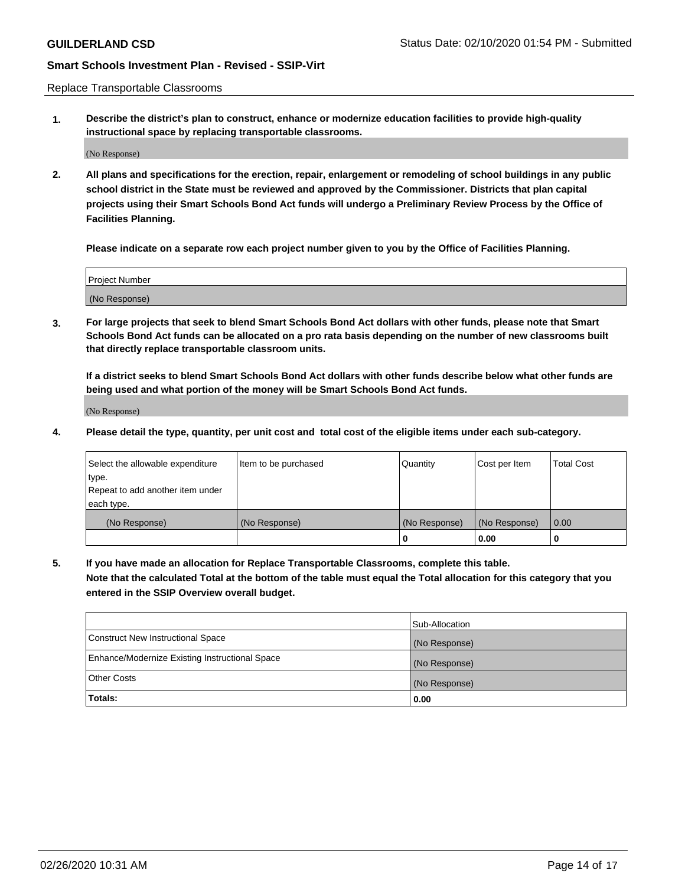Replace Transportable Classrooms

1. **Describe the district's plan to construct, enhance or modernize education facilities to provide high-quality instructional space by replacing transportable classrooms.**

(No Response)

2. **All plans and specifications for the erection, repair, enlargement or remodeling of school buildings in any public school district in the State must be reviewed and approved by the Commissioner. Districts that plan capital projects using their Smart Schools Bond Act funds will undergo a Preliminary Review Process by the Office of Facilities Planning.**

**Please indicate on a separate row each project number given to you by the Office of Facilities Planning.**

| Project Number |
|---|
| (No Response) |

3. **For large projects that seek to blend Smart Schools Bond Act dollars with other funds, please note that Smart Schools Bond Act funds can be allocated on a pro rata basis depending on the number of new classrooms built that directly replace transportable classroom units.**

**If a district seeks to blend Smart Schools Bond Act dollars with other funds describe below what other funds are being used and what portion of the money will be Smart Schools Bond Act funds.**

(No Response)

4. **Please detail the type, quantity, per unit cost and total cost of the eligible items under each sub-category.**

| Select the allowable expenditure type. Repeat to add another item under each type. | Item to be purchased | Quantity | Cost per Item | Total Cost |
|---|---|---|---|---|
| (No Response) | (No Response) | (No Response) | (No Response) | 0.00 |
| | | **0** | **0.00** | **0** |

5. **If you have made an allocation for Replace Transportable Classrooms, complete this table. Note that the calculated Total at the bottom of the table must equal the Total allocation for this category that you entered in the SSIP Overview overall budget.**

| | Sub-Allocation |
|---|---|
| Construct New Instructional Space | (No Response) |
| Enhance/Modernize Existing Instructional Space | (No Response) |
| Other Costs | (No Response) |
| **Totals:** | **0.00** |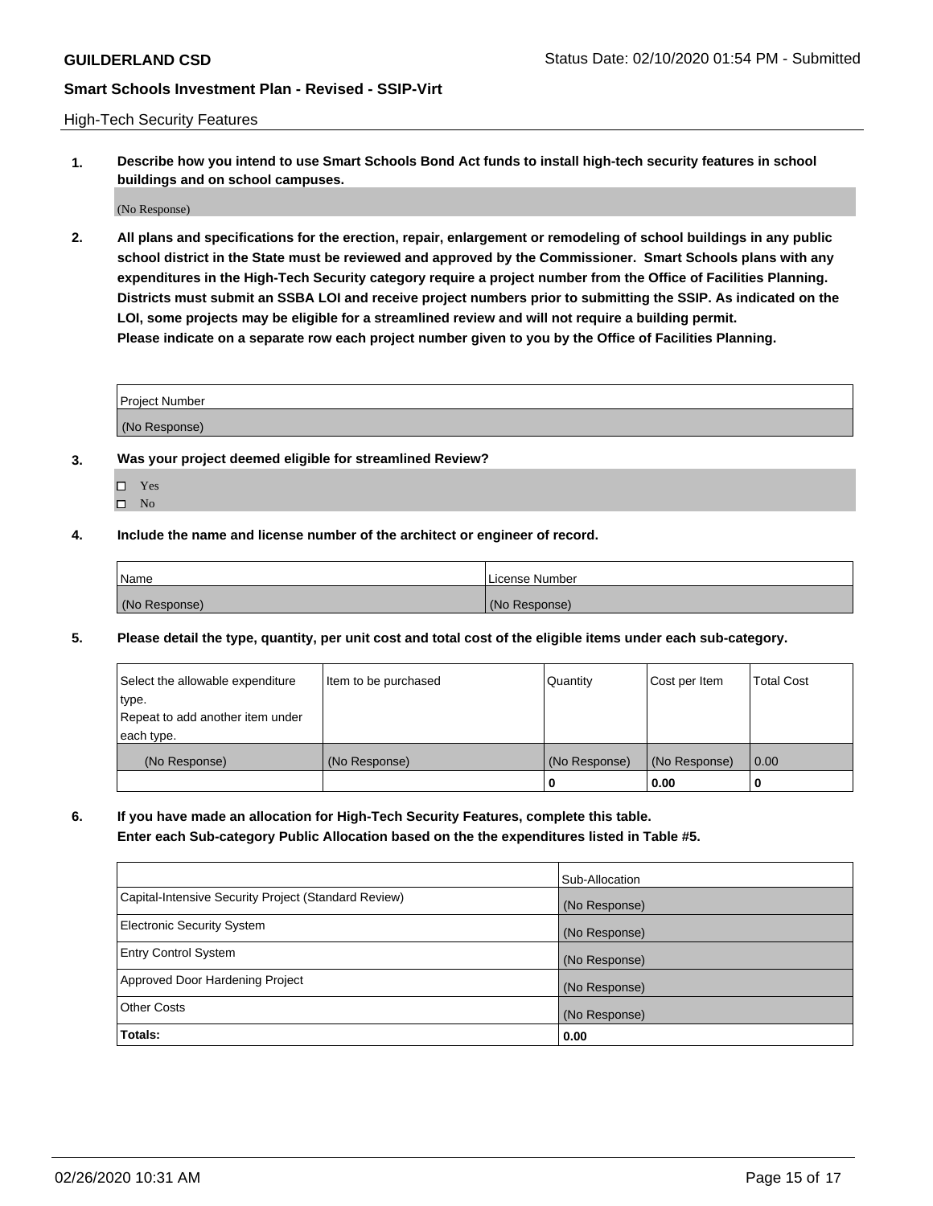High-Tech Security Features

**1. Describe how you intend to use Smart Schools Bond Act funds to install high-tech security features in school buildings and on school campuses.**

(No Response)

**2. All plans and specifications for the erection, repair, enlargement or remodeling of school buildings in any public school district in the State must be reviewed and approved by the Commissioner. Smart Schools plans with any expenditures in the High-Tech Security category require a project number from the Office of Facilities Planning. Districts must submit an SSBA LOI and receive project numbers prior to submitting the SSIP. As indicated on the LOI, some projects may be eligible for a streamlined review and will not require a building permit. Please indicate on a separate row each project number given to you by the Office of Facilities Planning.**

| Project Number |
|---|
| (No Response) |

**3. Was your project deemed eligible for streamlined Review?**

- ☐ Yes
- ☐ No

**4. Include the name and license number of the architect or engineer of record.**

| Name | License Number |
|---|---|
| (No Response) | (No Response) |

**5. Please detail the type, quantity, per unit cost and total cost of the eligible items under each sub-category.**

| Select the allowable expenditure type. Repeat to add another item under each type. | Item to be purchased | Quantity | Cost per Item | Total Cost |
|---|---|---|---|---|
| (No Response) | (No Response) | (No Response) | (No Response) | 0.00 |
| | | 0 | 0.00 | 0 |

**6. If you have made an allocation for High-Tech Security Features, complete this table. Enter each Sub-category Public Allocation based on the the expenditures listed in Table #5.**

| | Sub-Allocation |
|---|---|
| Capital-Intensive Security Project (Standard Review) | (No Response) |
| Electronic Security System | (No Response) |
| Entry Control System | (No Response) |
| Approved Door Hardening Project | (No Response) |
| Other Costs | (No Response) |
| **Totals:** | **0.00** |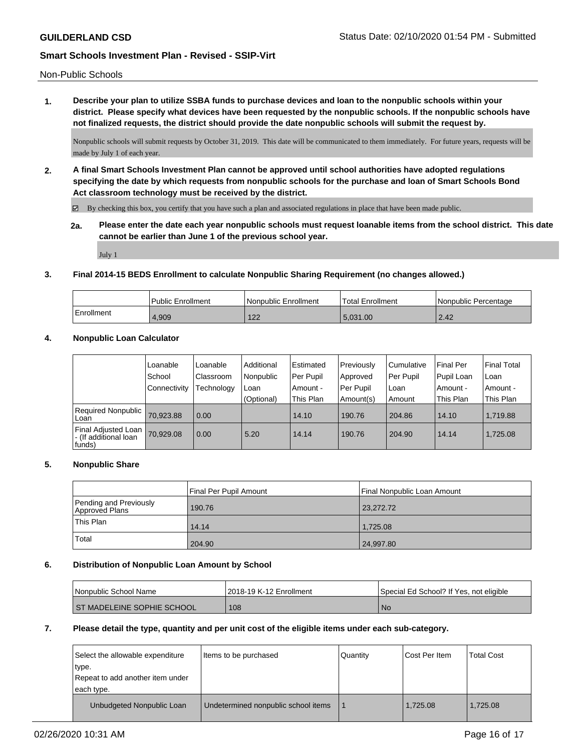Non-Public Schools

**1. Describe your plan to utilize SSBA funds to purchase devices and loan to the nonpublic schools within your district. Please specify what devices have been requested by the nonpublic schools. If the nonpublic schools have not finalized requests, the district should provide the date nonpublic schools will submit the request by.**

Nonpublic schools will submit requests by October 31, 2019. This date will be communicated to them immediately. For future years, requests will be made by July 1 of each year.

**2. A final Smart Schools Investment Plan cannot be approved until school authorities have adopted regulations specifying the date by which requests from nonpublic schools for the purchase and loan of Smart Schools Bond Act classroom technology must be received by the district.**

☑ By checking this box, you certify that you have such a plan and associated regulations in place that have been made public.

**2a. Please enter the date each year nonpublic schools must request loanable items from the school district. This date cannot be earlier than June 1 of the previous school year.**

July 1

**3. Final 2014-15 BEDS Enrollment to calculate Nonpublic Sharing Requirement (no changes allowed.)**

| | Public Enrollment | Nonpublic Enrollment | Total Enrollment | Nonpublic Percentage |
|---|---|---|---|---|
| Enrollment | 4,909 | 122 | 5,031.00 | 2.42 |

**4. Nonpublic Loan Calculator**

| | Loanable School Connectivity | Loanable Classroom Technology | Additional Nonpublic Loan (Optional) | Estimated Per Pupil Amount - This Plan | Previously Approved Per Pupil Amount(s) | Cumulative Per Pupil Loan Amount | Final Per Pupil Loan Amount - This Plan | Final Total Loan Amount - This Plan |
|---|---|---|---|---|---|---|---|---|
| Required Nonpublic Loan | 70,923.88 | 0.00 | | 14.10 | 190.76 | 204.86 | 14.10 | 1,719.88 |
| Final Adjusted Loan - (If additional loan funds) | 70,929.08 | 0.00 | 5.20 | 14.14 | 190.76 | 204.90 | 14.14 | 1,725.08 |

**5. Nonpublic Share**

| | Final Per Pupil Amount | Final Nonpublic Loan Amount |
|---|---|---|
| Pending and Previously Approved Plans | 190.76 | 23,272.72 |
| This Plan | 14.14 | 1,725.08 |
| Total | 204.90 | 24,997.80 |

**6. Distribution of Nonpublic Loan Amount by School**

| Nonpublic School Name | 2018-19 K-12 Enrollment | Special Ed School? If Yes, not eligible |
|---|---|---|
| ST MADELEINE SOPHIE SCHOOL | 108 | No |

**7. Please detail the type, quantity and per unit cost of the eligible items under each sub-category.**

| Select the allowable expenditure type. Repeat to add another item under each type. | Items to be purchased | Quantity | Cost Per Item | Total Cost |
|---|---|---|---|---|
| Unbudgeted Nonpublic Loan | Undetermined nonpublic school items | 1 | 1,725.08 | 1,725.08 |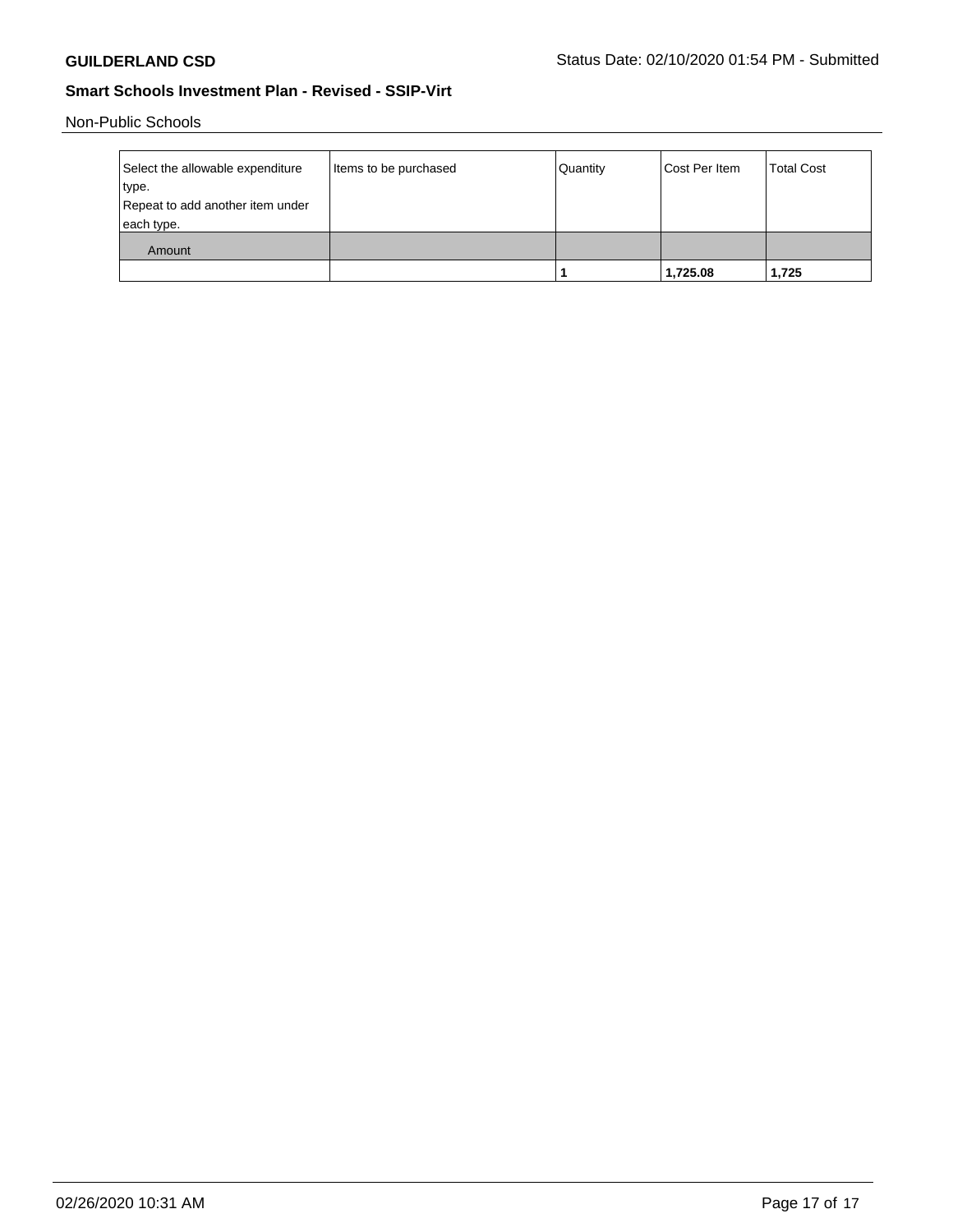Non-Public Schools

| Select the allowable expenditure type. Repeat to add another item under each type. | Items to be purchased | Quantity | Cost Per Item | Total Cost |
|---|---|---|---|---|
| Amount | | | | |
| | | **1** | **1,725.08** | **1,725** |